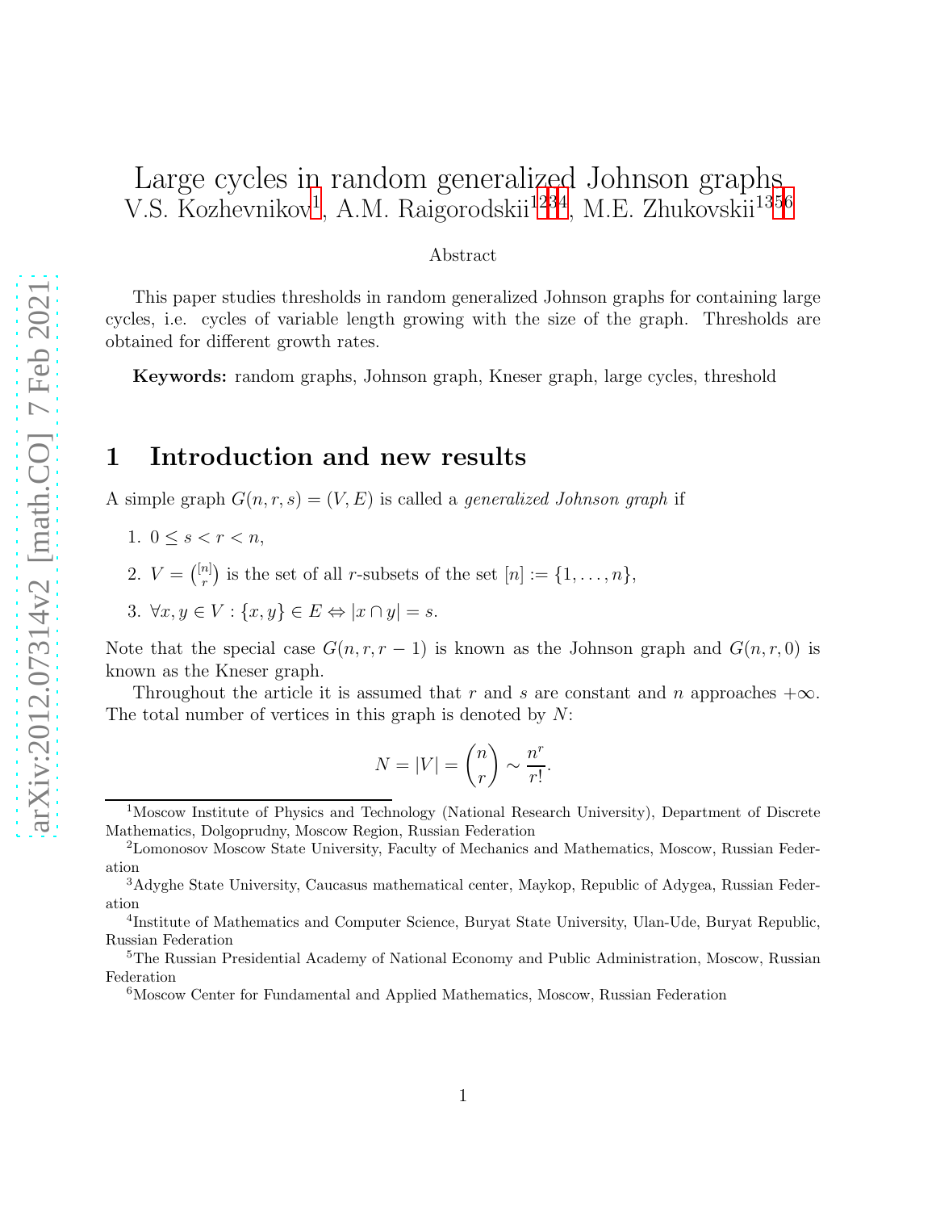# Large cycles in random generalized Johnson graphs

V.S. Kozhevnikov[1], A.M. Raigorodskii[1,2,3,4], M.E. Zhukovskii[1,3,5,6]

### Abstract

This paper studies thresholds in random generalized Johnson graphs for containing large cycles, i.e. cycles of variable length growing with the size of the graph. Thresholds are obtained for different growth rates.

**Keywords:** random graphs, Johnson graph, Kneser graph, large cycles, threshold

## 1 Introduction and new results

A simple graph $G(n, r, s) = (V, E)$ is called a *generalized Johnson graph* if

1. $0 \leq s < r < n$,
2. $V = \binom{[n]}{r}$ is the set of all $r$-subsets of the set $[n] := \{1, \ldots, n\}$,
3. $\forall x, y \in V : \{x, y\} \in E \Leftrightarrow |x \cap y| = s$.

Note that the special case $G(n, r, r-1)$ is known as the Johnson graph and $G(n, r, 0)$ is known as the Kneser graph.

Throughout the article it is assumed that $r$ and $s$ are constant and $n$ approaches $+\infty$. The total number of vertices in this graph is denoted by $N$:

$$N = |V| = \binom{n}{r} \sim \frac{n^r}{r!}.$$

[1]Moscow Institute of Physics and Technology (National Research University), Department of Discrete Mathematics, Dolgoprudny, Moscow Region, Russian Federation

[2]Lomonosov Moscow State University, Faculty of Mechanics and Mathematics, Moscow, Russian Federation

[3]Adyghe State University, Caucasus mathematical center, Maykop, Republic of Adygea, Russian Federation

[4]Institute of Mathematics and Computer Science, Buryat State University, Ulan-Ude, Buryat Republic, Russian Federation

[5]The Russian Presidential Academy of National Economy and Public Administration, Moscow, Russian Federation

[6]Moscow Center for Fundamental and Applied Mathematics, Moscow, Russian Federation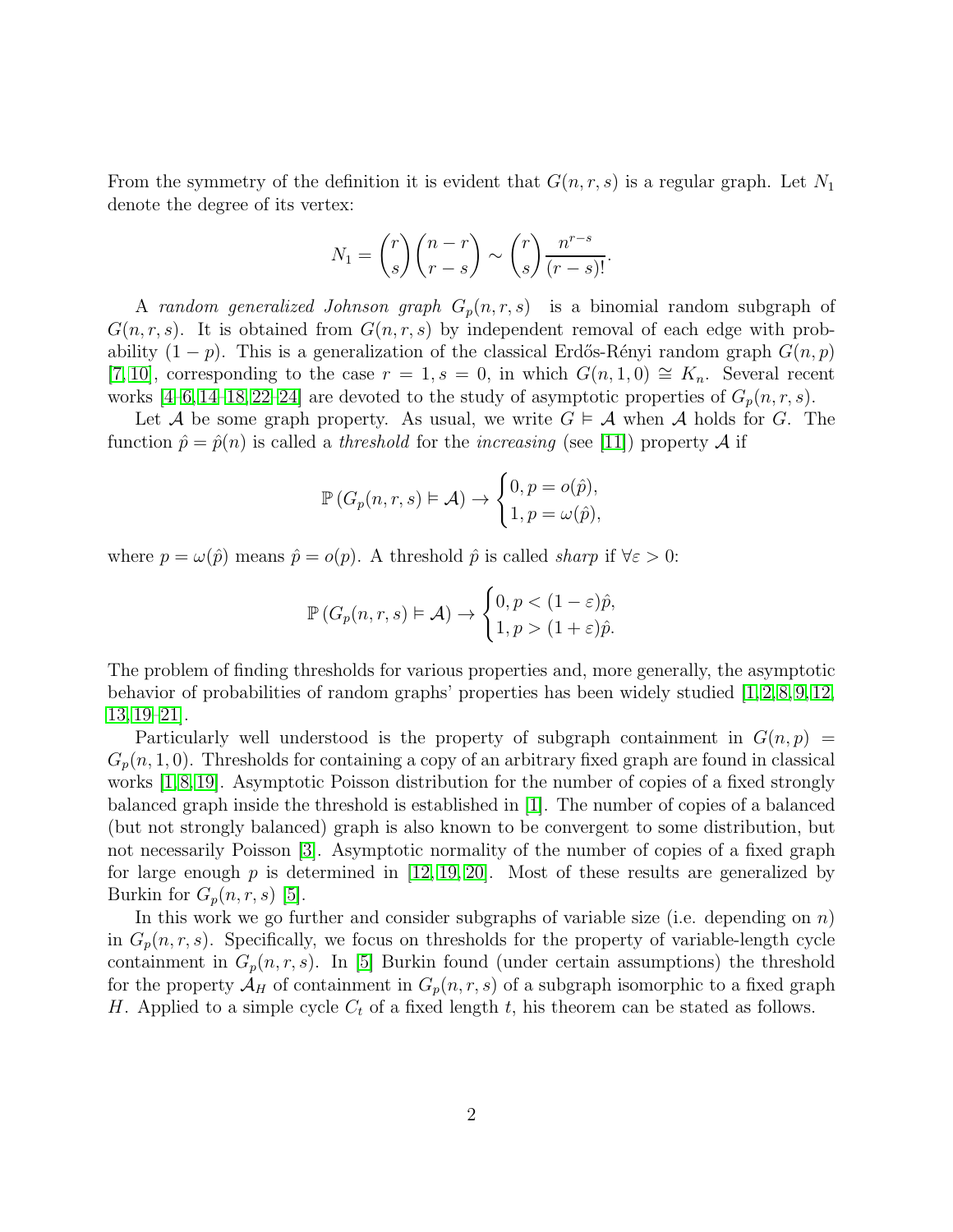From the symmetry of the definition it is evident that $G(n,r,s)$ is a regular graph. Let $N_1$ denote the degree of its vertex:

$$N_1 = \binom{r}{s}\binom{n-r}{r-s} \sim \binom{r}{s}\frac{n^{r-s}}{(r-s)!}.$$

A *random generalized Johnson graph* $G_p(n,r,s)$ is a binomial random subgraph of $G(n,r,s)$. It is obtained from $G(n,r,s)$ by independent removal of each edge with probability $(1-p)$. This is a generalization of the classical Erdős-Rényi random graph $G(n,p)$ [7, 10], corresponding to the case $r=1, s=0$, in which $G(n,1,0) \cong K_n$. Several recent works [4–6, 14–18, 22–24] are devoted to the study of asymptotic properties of $G_p(n,r,s)$.

Let $\mathcal{A}$ be some graph property. As usual, we write $G \vDash \mathcal{A}$ when $\mathcal{A}$ holds for $G$. The function $\hat{p} = \hat{p}(n)$ is called a *threshold* for the *increasing* (see [11]) property $\mathcal{A}$ if

$$\mathbb{P}\left(G_p(n,r,s) \vDash \mathcal{A}\right) \to \begin{cases} 0, p = o(\hat{p}), \\ 1, p = \omega(\hat{p}), \end{cases}$$

where $p = \omega(\hat{p})$ means $\hat{p} = o(p)$. A threshold $\hat{p}$ is called *sharp* if $\forall \varepsilon > 0$:

$$\mathbb{P}\left(G_p(n,r,s) \vDash \mathcal{A}\right) \to \begin{cases} 0, p < (1-\varepsilon)\hat{p}, \\ 1, p > (1+\varepsilon)\hat{p}. \end{cases}$$

The problem of finding thresholds for various properties and, more generally, the asymptotic behavior of probabilities of random graphs' properties has been widely studied [1, 2, 8, 9, 12, 13, 19–21].

Particularly well understood is the property of subgraph containment in $G(n,p) = G_p(n,1,0)$. Thresholds for containing a copy of an arbitrary fixed graph are found in classical works [1, 8, 19]. Asymptotic Poisson distribution for the number of copies of a fixed strongly balanced graph inside the threshold is established in [1]. The number of copies of a balanced (but not strongly balanced) graph is also known to be convergent to some distribution, but not necessarily Poisson [3]. Asymptotic normality of the number of copies of a fixed graph for large enough $p$ is determined in [12, 19, 20]. Most of these results are generalized by Burkin for $G_p(n,r,s)$ [5].

In this work we go further and consider subgraphs of variable size (i.e. depending on $n$) in $G_p(n,r,s)$. Specifically, we focus on thresholds for the property of variable-length cycle containment in $G_p(n,r,s)$. In [5] Burkin found (under certain assumptions) the threshold for the property $\mathcal{A}_H$ of containment in $G_p(n,r,s)$ of a subgraph isomorphic to a fixed graph $H$. Applied to a simple cycle $C_t$ of a fixed length $t$, his theorem can be stated as follows.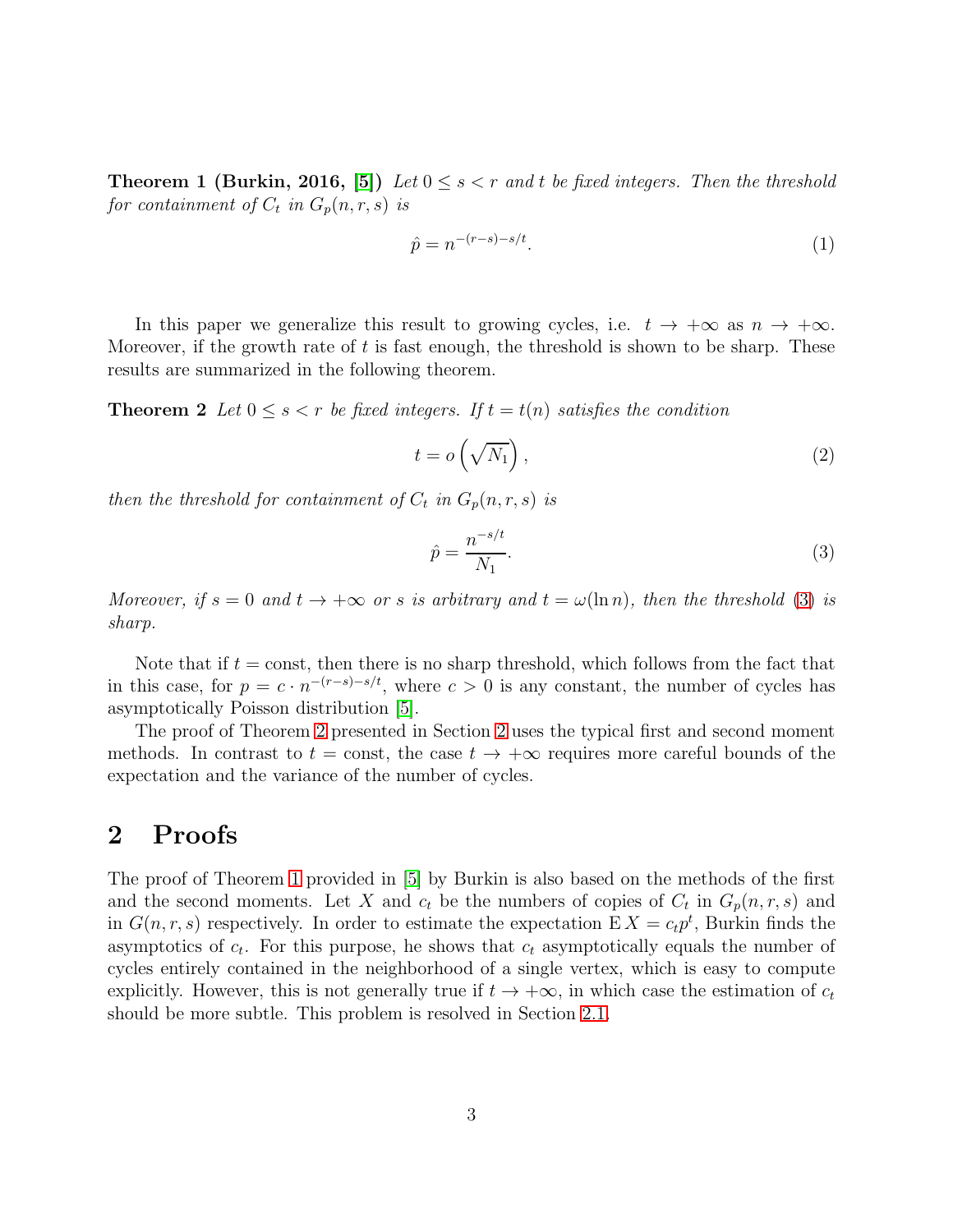**Theorem 1 (Burkin, 2016, [5])** *Let $0 \le s < r$ and $t$ be fixed integers. Then the threshold for containment of $C_t$ in $G_p(n, r, s)$ is*

$$\hat{p} = n^{-(r-s)-s/t}. \tag{1}$$

In this paper we generalize this result to growing cycles, i.e. $t \to +\infty$ as $n \to +\infty$. Moreover, if the growth rate of $t$ is fast enough, the threshold is shown to be sharp. These results are summarized in the following theorem.

**Theorem 2** *Let $0 \le s < r$ be fixed integers. If $t = t(n)$ satisfies the condition*

$$t = o\left(\sqrt{N_1}\right), \tag{2}$$

*then the threshold for containment of $C_t$ in $G_p(n, r, s)$ is*

$$\hat{p} = \frac{n^{-s/t}}{N_1}. \tag{3}$$

*Moreover, if $s = 0$ and $t \to +\infty$ or $s$ is arbitrary and $t = \omega(\ln n)$, then the threshold (3) is sharp.*

Note that if $t = \text{const}$, then there is no sharp threshold, which follows from the fact that in this case, for $p = c \cdot n^{-(r-s)-s/t}$, where $c > 0$ is any constant, the number of cycles has asymptotically Poisson distribution [5].

The proof of Theorem 2 presented in Section 2 uses the typical first and second moment methods. In contrast to $t = \text{const}$, the case $t \to +\infty$ requires more careful bounds of the expectation and the variance of the number of cycles.

## 2 Proofs

The proof of Theorem 1 provided in [5] by Burkin is also based on the methods of the first and the second moments. Let $X$ and $c_t$ be the numbers of copies of $C_t$ in $G_p(n, r, s)$ and in $G(n, r, s)$ respectively. In order to estimate the expectation $\mathrm{E}\, X = c_t p^t$, Burkin finds the asymptotics of $c_t$. For this purpose, he shows that $c_t$ asymptotically equals the number of cycles entirely contained in the neighborhood of a single vertex, which is easy to compute explicitly. However, this is not generally true if $t \to +\infty$, in which case the estimation of $c_t$ should be more subtle. This problem is resolved in Section 2.1.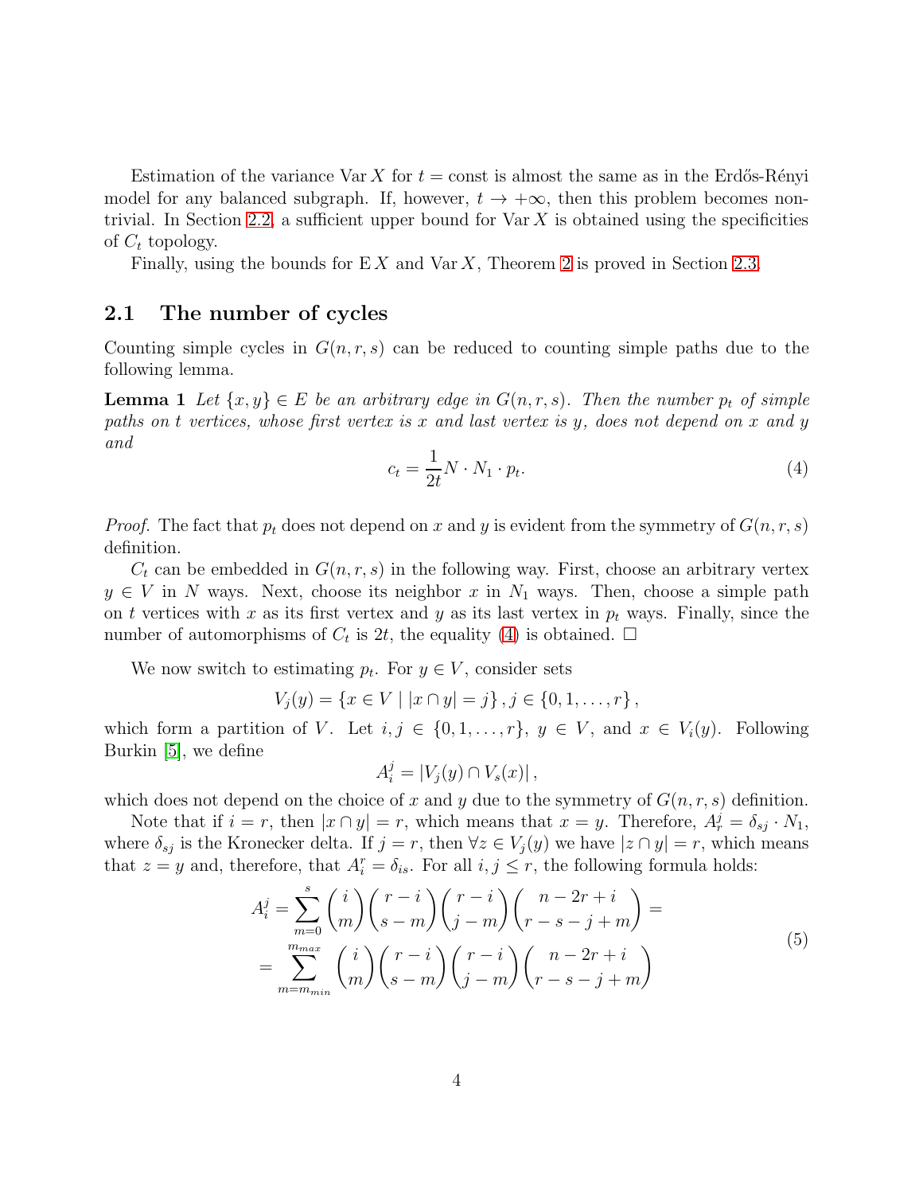Estimation of the variance $\operatorname{Var} X$ for $t = \text{const}$ is almost the same as in the Erdős-Rényi model for any balanced subgraph. If, however, $t \to +\infty$, then this problem becomes nontrivial. In Section 2.2, a sufficient upper bound for $\operatorname{Var} X$ is obtained using the specificities of $C_t$ topology.

Finally, using the bounds for $\operatorname{E} X$ and $\operatorname{Var} X$, Theorem 2 is proved in Section 2.3.

## 2.1 The number of cycles

Counting simple cycles in $G(n, r, s)$ can be reduced to counting simple paths due to the following lemma.

**Lemma 1** *Let $\{x, y\} \in E$ be an arbitrary edge in $G(n, r, s)$. Then the number $p_t$ of simple paths on $t$ vertices, whose first vertex is $x$ and last vertex is $y$, does not depend on $x$ and $y$ and*

$$c_t = \frac{1}{2t} N \cdot N_1 \cdot p_t. \tag{4}$$

*Proof.* The fact that $p_t$ does not depend on $x$ and $y$ is evident from the symmetry of $G(n, r, s)$ definition.

$C_t$ can be embedded in $G(n, r, s)$ in the following way. First, choose an arbitrary vertex $y \in V$ in $N$ ways. Next, choose its neighbor $x$ in $N_1$ ways. Then, choose a simple path on $t$ vertices with $x$ as its first vertex and $y$ as its last vertex in $p_t$ ways. Finally, since the number of automorphisms of $C_t$ is $2t$, the equality (4) is obtained. □

We now switch to estimating $p_t$. For $y \in V$, consider sets

$$V_j(y) = \{x \in V \mid |x \cap y| = j\}, j \in \{0, 1, \ldots, r\},$$

which form a partition of $V$. Let $i, j \in \{0, 1, \ldots, r\}$, $y \in V$, and $x \in V_i(y)$. Following Burkin [5], we define

$$A_i^j = |V_j(y) \cap V_s(x)|,$$

which does not depend on the choice of $x$ and $y$ due to the symmetry of $G(n, r, s)$ definition.

Note that if $i = r$, then $|x \cap y| = r$, which means that $x = y$. Therefore, $A_r^j = \delta_{sj} \cdot N_1$, where $\delta_{sj}$ is the Kronecker delta. If $j = r$, then $\forall z \in V_j(y)$ we have $|z \cap y| = r$, which means that $z = y$ and, therefore, that $A_i^r = \delta_{is}$. For all $i, j \leq r$, the following formula holds:

$$\begin{aligned} A_i^j = \sum_{m=0}^{s} \binom{i}{m} \binom{r-i}{s-m} \binom{r-i}{j-m} \binom{n-2r+i}{r-s-j+m} = \\ = \sum_{m=m_{min}}^{m_{max}} \binom{i}{m} \binom{r-i}{s-m} \binom{r-i}{j-m} \binom{n-2r+i}{r-s-j+m} \end{aligned} \tag{5}$$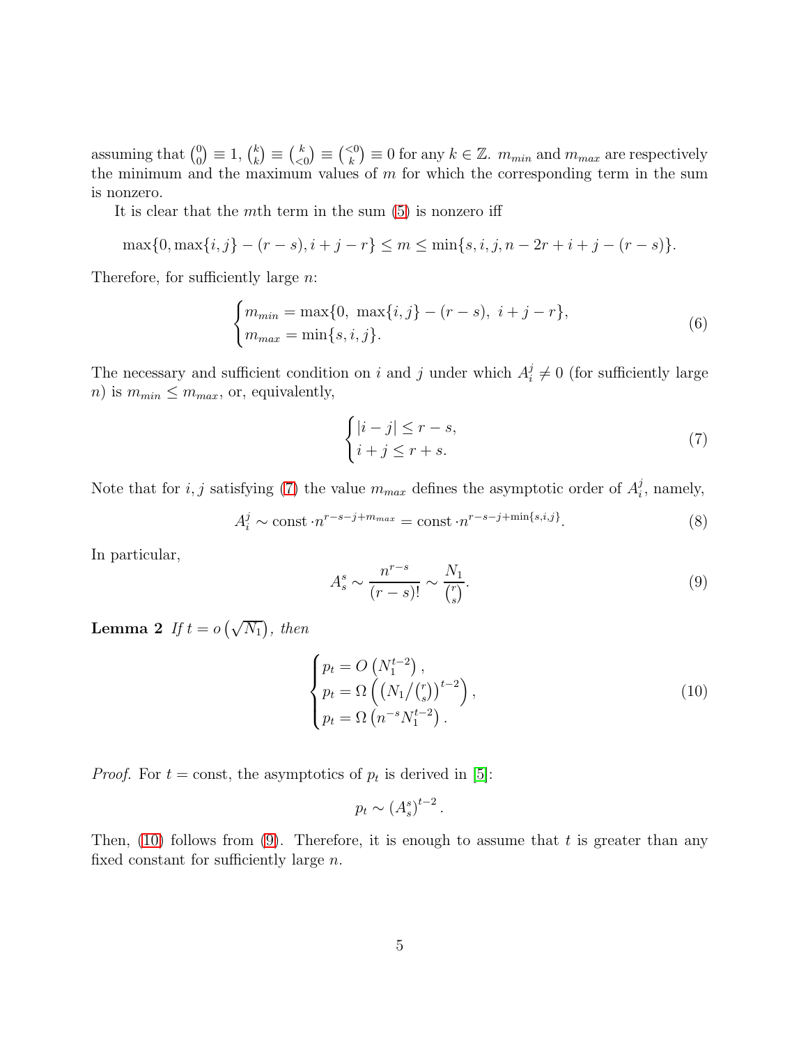assuming that $\binom{0}{0} \equiv 1$, $\binom{k}{k} \equiv \binom{k}{<0} \equiv \binom{<0}{k} \equiv 0$ for any $k \in \mathbb{Z}$. $m_{min}$ and $m_{max}$ are respectively the minimum and the maximum values of $m$ for which the corresponding term in the sum is nonzero.

It is clear that the $m$th term in the sum (5) is nonzero iff

$$\max\{0, \max\{i,j\} - (r-s), i+j-r\} \leq m \leq \min\{s, i, j, n-2r+i+j-(r-s)\}.$$

Therefore, for sufficiently large $n$:

$$\begin{cases} m_{min} = \max\{0,\ \max\{i,j\} - (r-s),\ i+j-r\}, \\ m_{max} = \min\{s, i, j\}. \end{cases} \tag{6}$$

The necessary and sufficient condition on $i$ and $j$ under which $A_i^j \neq 0$ (for sufficiently large $n$) is $m_{min} \leq m_{max}$, or, equivalently,

$$\begin{cases} |i-j| \leq r-s, \\ i+j \leq r+s. \end{cases} \tag{7}$$

Note that for $i, j$ satisfying (7) the value $m_{max}$ defines the asymptotic order of $A_i^j$, namely,

$$A_i^j \sim \text{const} \cdot n^{r-s-j+m_{max}} = \text{const} \cdot n^{r-s-j+\min\{s,i,j\}}. \tag{8}$$

In particular,

$$A_s^s \sim \frac{n^{r-s}}{(r-s)!} \sim \frac{N_1}{\binom{r}{s}}. \tag{9}$$

**Lemma 2** *If $t = o\left(\sqrt{N_1}\right)$, then*

$$\begin{cases} p_t = O\left(N_1^{t-2}\right), \\ p_t = \Omega\left(\left(N_1/\binom{r}{s}\right)^{t-2}\right), \\ p_t = \Omega\left(n^{-s} N_1^{t-2}\right). \end{cases} \tag{10}$$

*Proof.* For $t = \text{const}$, the asymptotics of $p_t$ is derived in [5]:

$$p_t \sim \left(A_s^s\right)^{t-2}.$$

Then, (10) follows from (9). Therefore, it is enough to assume that $t$ is greater than any fixed constant for sufficiently large $n$.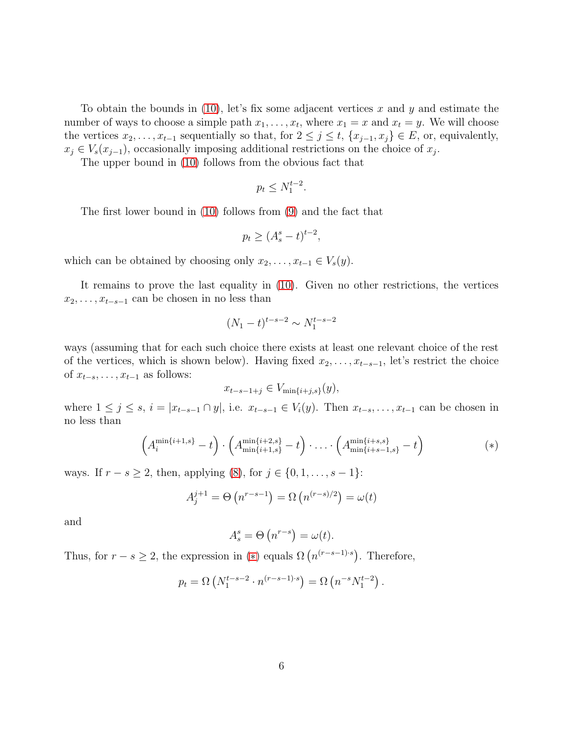To obtain the bounds in (10), let's fix some adjacent vertices $x$ and $y$ and estimate the number of ways to choose a simple path $x_1, \ldots, x_t$, where $x_1 = x$ and $x_t = y$. We will choose the vertices $x_2, \ldots, x_{t-1}$ sequentially so that, for $2 \leq j \leq t$, $\{x_{j-1}, x_j\} \in E$, or, equivalently, $x_j \in V_s(x_{j-1})$, occasionally imposing additional restrictions on the choice of $x_j$.

The upper bound in (10) follows from the obvious fact that

$$p_t \leq N_1^{t-2}.$$

The first lower bound in (10) follows from (9) and the fact that

$$p_t \geq (A_s^s - t)^{t-2},$$

which can be obtained by choosing only $x_2, \ldots, x_{t-1} \in V_s(y)$.

It remains to prove the last equality in (10). Given no other restrictions, the vertices $x_2, \ldots, x_{t-s-1}$ can be chosen in no less than

$$(N_1 - t)^{t-s-2} \sim N_1^{t-s-2}$$

ways (assuming that for each such choice there exists at least one relevant choice of the rest of the vertices, which is shown below). Having fixed $x_2, \ldots, x_{t-s-1}$, let's restrict the choice of $x_{t-s}, \ldots, x_{t-1}$ as follows:

$$x_{t-s-1+j} \in V_{\min\{i+j,s\}}(y),$$

where $1 \leq j \leq s$, $i = |x_{t-s-1} \cap y|$, i.e. $x_{t-s-1} \in V_i(y)$. Then $x_{t-s}, \ldots, x_{t-1}$ can be chosen in no less than

$$\left(A_i^{\min\{i+1,s\}} - t\right) \cdot \left(A_{\min\{i+1,s\}}^{\min\{i+2,s\}} - t\right) \cdot \ldots \cdot \left(A_{\min\{i+s-1,s\}}^{\min\{i+s,s\}} - t\right) \qquad (*)$$

ways. If $r - s \geq 2$, then, applying (8), for $j \in \{0, 1, \ldots, s-1\}$:

$$A_j^{j+1} = \Theta\left(n^{r-s-1}\right) = \Omega\left(n^{(r-s)/2}\right) = \omega(t)$$

and

$$A_s^s = \Theta\left(n^{r-s}\right) = \omega(t).$$

Thus, for $r - s \geq 2$, the expression in (*) equals $\Omega\left(n^{(r-s-1)\cdot s}\right)$. Therefore,

$$p_t = \Omega\left(N_1^{t-s-2} \cdot n^{(r-s-1)\cdot s}\right) = \Omega\left(n^{-s} N_1^{t-2}\right).$$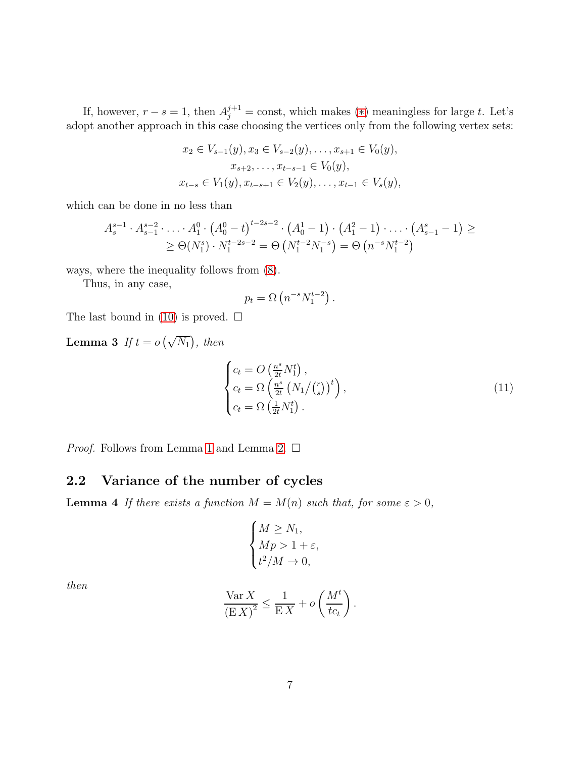If, however, $r - s = 1$, then $A_j^{j+1} = \text{const}$, which makes (*) meaningless for large $t$. Let's adopt another approach in this case choosing the vertices only from the following vertex sets:

$$
\begin{gathered}
x_2 \in V_{s-1}(y), x_3 \in V_{s-2}(y), \dots, x_{s+1} \in V_0(y), \\
x_{s+2}, \dots, x_{t-s-1} \in V_0(y), \\
x_{t-s} \in V_1(y), x_{t-s+1} \in V_2(y), \dots, x_{t-1} \in V_s(y),
\end{gathered}
$$

which can be done in no less than

$$
\begin{gathered}
A_s^{s-1} \cdot A_{s-1}^{s-2} \cdot \ldots \cdot A_1^0 \cdot \left(A_0^0 - t\right)^{t-2s-2} \cdot \left(A_0^1 - 1\right) \cdot \left(A_1^2 - 1\right) \cdot \ldots \cdot \left(A_{s-1}^s - 1\right) \geq \\
\geq \Theta(N_1^s) \cdot N_1^{t-2s-2} = \Theta\left(N_1^{t-2} N_1^{-s}\right) = \Theta\left(n^{-s} N_1^{t-2}\right)
\end{gathered}
$$

ways, where the inequality follows from (8).

Thus, in any case,

$$
p_t = \Omega\left(n^{-s} N_1^{t-2}\right).
$$

The last bound in (10) is proved. $\square$

**Lemma 3** *If $t = o\left(\sqrt{N_1}\right)$, then*

$$
\begin{cases}
c_t = O\left(\frac{n^s}{2t} N_1^t\right), \\
c_t = \Omega\left(\frac{n^s}{2t}\left(N_1 / \binom{r}{s}\right)^t\right), \\
c_t = \Omega\left(\frac{1}{2t} N_1^t\right).
\end{cases}
\tag{11}
$$

*Proof.* Follows from Lemma 1 and Lemma 2. $\square$

## 2.2 Variance of the number of cycles

**Lemma 4** *If there exists a function $M = M(n)$ such that, for some $\varepsilon > 0$,*

$$
\begin{cases}
M \geq N_1, \\
Mp > 1 + \varepsilon, \\
t^2 / M \to 0,
\end{cases}
$$

*then*

$$
\frac{\operatorname{Var} X}{\left(\operatorname{E} X\right)^2} \leq \frac{1}{\operatorname{E} X} + o\left(\frac{M^t}{t c_t}\right).
$$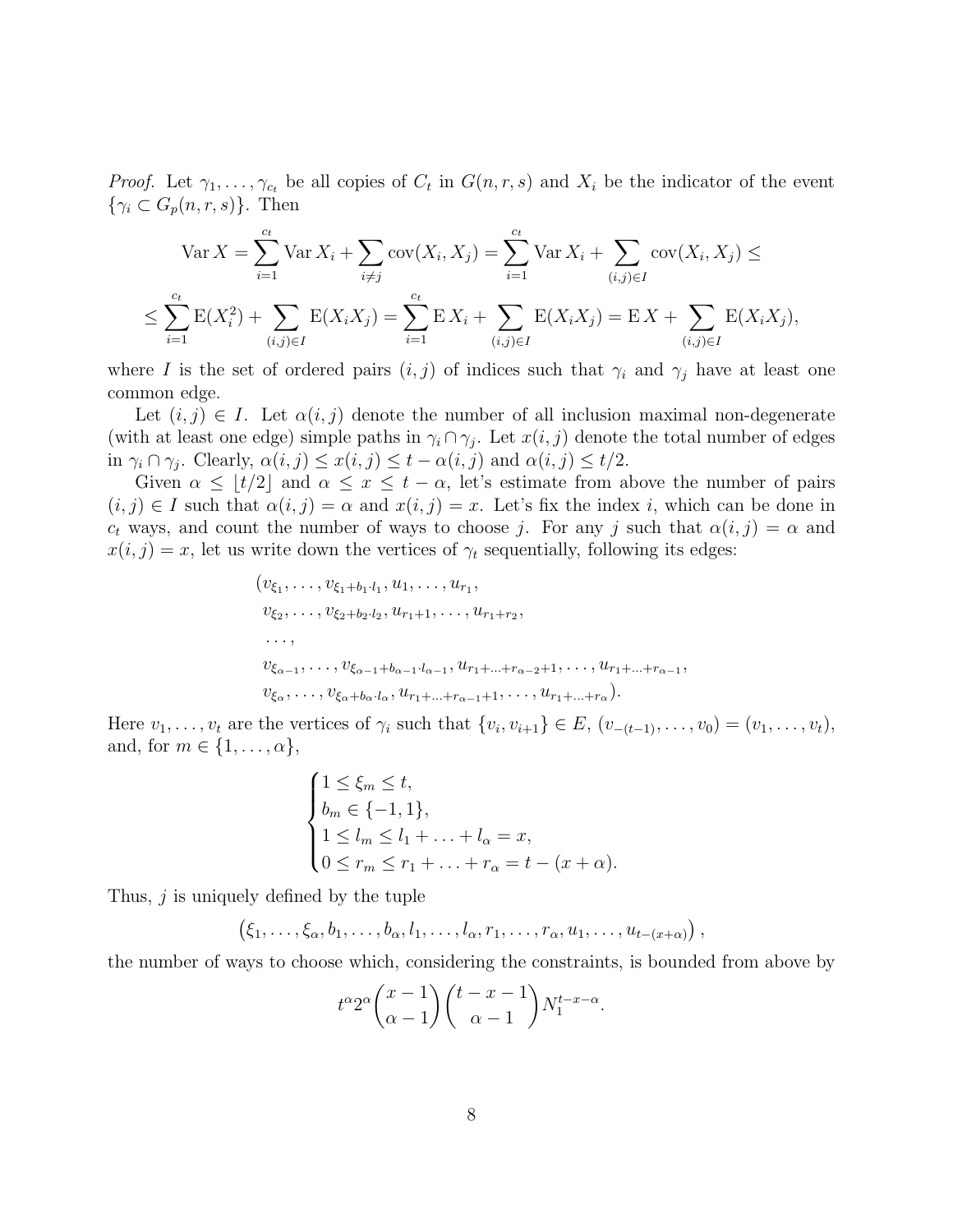*Proof.* Let $\gamma_1, \ldots, \gamma_{c_t}$ be all copies of $C_t$ in $G(n, r, s)$ and $X_i$ be the indicator of the event $\{\gamma_i \subset G_p(n, r, s)\}$. Then

$$\operatorname{Var} X = \sum_{i=1}^{c_t} \operatorname{Var} X_i + \sum_{i \neq j} \operatorname{cov}(X_i, X_j) = \sum_{i=1}^{c_t} \operatorname{Var} X_i + \sum_{(i,j) \in I} \operatorname{cov}(X_i, X_j) \leq$$

$$\leq \sum_{i=1}^{c_t} \operatorname{E}(X_i^2) + \sum_{(i,j) \in I} \operatorname{E}(X_i X_j) = \sum_{i=1}^{c_t} \operatorname{E} X_i + \sum_{(i,j) \in I} \operatorname{E}(X_i X_j) = \operatorname{E} X + \sum_{(i,j) \in I} \operatorname{E}(X_i X_j),$$

where $I$ is the set of ordered pairs $(i, j)$ of indices such that $\gamma_i$ and $\gamma_j$ have at least one common edge.

Let $(i, j) \in I$. Let $\alpha(i, j)$ denote the number of all inclusion maximal non-degenerate (with at least one edge) simple paths in $\gamma_i \cap \gamma_j$. Let $x(i, j)$ denote the total number of edges in $\gamma_i \cap \gamma_j$. Clearly, $\alpha(i, j) \leq x(i, j) \leq t - \alpha(i, j)$ and $\alpha(i, j) \leq t/2$.

Given $\alpha \leq \lfloor t/2 \rfloor$ and $\alpha \leq x \leq t - \alpha$, let's estimate from above the number of pairs $(i, j) \in I$ such that $\alpha(i, j) = \alpha$ and $x(i, j) = x$. Let's fix the index $i$, which can be done in $c_t$ ways, and count the number of ways to choose $j$. For any $j$ such that $\alpha(i, j) = \alpha$ and $x(i, j) = x$, let us write down the vertices of $\gamma_t$ sequentially, following its edges:

$$\begin{aligned}
&(v_{\xi_1}, \ldots, v_{\xi_1 + b_1 \cdot l_1}, u_1, \ldots, u_{r_1}, \\
&\ v_{\xi_2}, \ldots, v_{\xi_2 + b_2 \cdot l_2}, u_{r_1+1}, \ldots, u_{r_1+r_2}, \\
&\ \ldots, \\
&\ v_{\xi_{\alpha-1}}, \ldots, v_{\xi_{\alpha-1} + b_{\alpha-1} \cdot l_{\alpha-1}}, u_{r_1+\ldots+r_{\alpha-2}+1}, \ldots, u_{r_1+\ldots+r_{\alpha-1}}, \\
&\ v_{\xi_\alpha}, \ldots, v_{\xi_\alpha + b_\alpha \cdot l_\alpha}, u_{r_1+\ldots+r_{\alpha-1}+1}, \ldots, u_{r_1+\ldots+r_\alpha}).
\end{aligned}$$

Here $v_1, \ldots, v_t$ are the vertices of $\gamma_i$ such that $\{v_i, v_{i+1}\} \in E$, $(v_{-(t-1)}, \ldots, v_0) = (v_1, \ldots, v_t)$, and, for $m \in \{1, \ldots, \alpha\}$,

$$\begin{cases}
1 \leq \xi_m \leq t, \\
b_m \in \{-1, 1\}, \\
1 \leq l_m \leq l_1 + \ldots + l_\alpha = x, \\
0 \leq r_m \leq r_1 + \ldots + r_\alpha = t - (x + \alpha).
\end{cases}$$

Thus, $j$ is uniquely defined by the tuple

$$\left(\xi_1, \ldots, \xi_\alpha, b_1, \ldots, b_\alpha, l_1, \ldots, l_\alpha, r_1, \ldots, r_\alpha, u_1, \ldots, u_{t-(x+\alpha)}\right),$$

the number of ways to choose which, considering the constraints, is bounded from above by

$$t^\alpha 2^\alpha \binom{x-1}{\alpha-1} \binom{t-x-1}{\alpha-1} N_1^{t-x-\alpha}.$$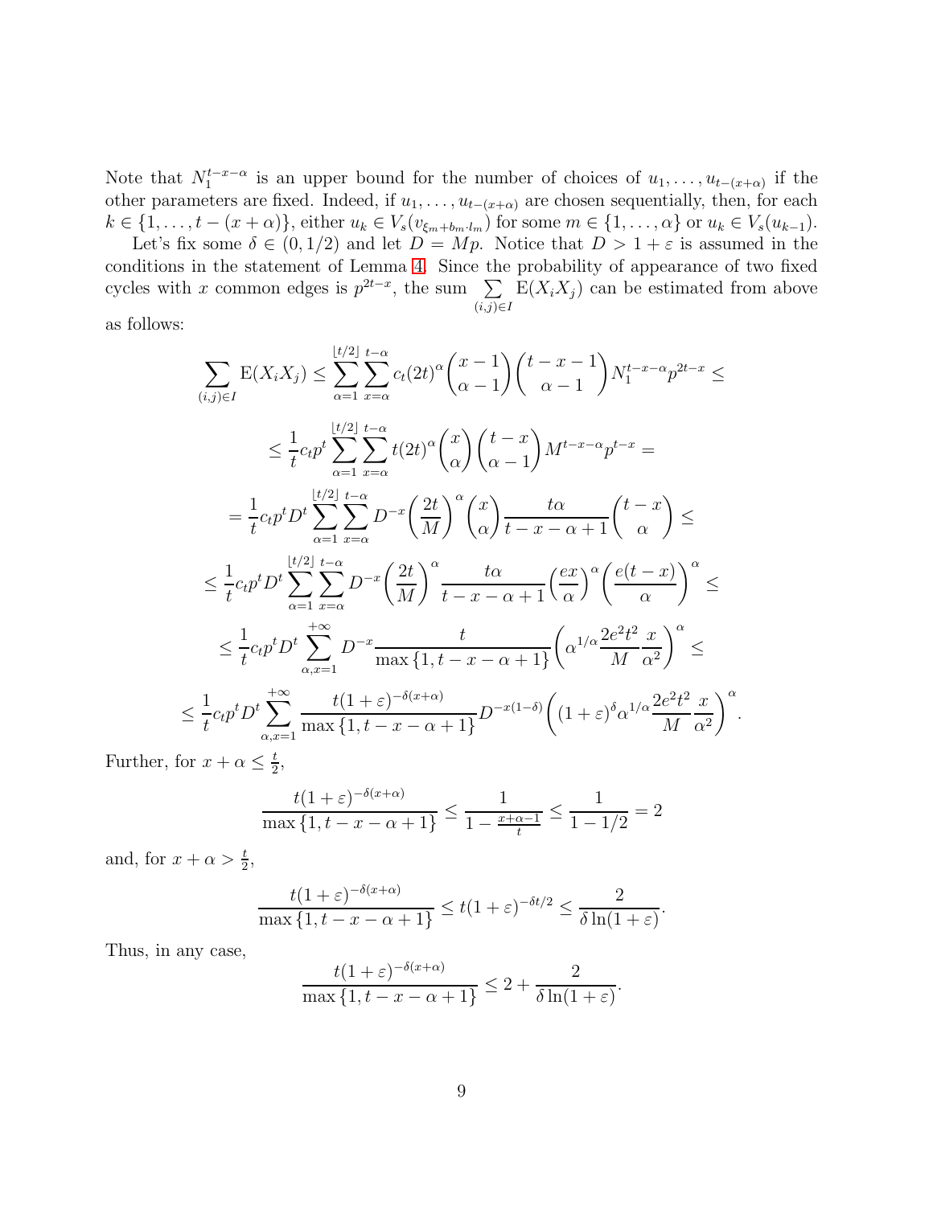Note that $N_1^{t-x-\alpha}$ is an upper bound for the number of choices of $u_1, \ldots, u_{t-(x+\alpha)}$ if the other parameters are fixed. Indeed, if $u_1, \ldots, u_{t-(x+\alpha)}$ are chosen sequentially, then, for each $k \in \{1, \ldots, t-(x+\alpha)\}$, either $u_k \in V_s(v_{\xi_m + b_m \cdot l_m})$ for some $m \in \{1, \ldots, \alpha\}$ or $u_k \in V_s(u_{k-1})$.

Let's fix some $\delta \in (0, 1/2)$ and let $D = Mp$. Notice that $D > 1 + \varepsilon$ is assumed in the conditions in the statement of Lemma 4. Since the probability of appearance of two fixed cycles with $x$ common edges is $p^{2t-x}$, the sum $\sum_{(i,j)\in I} \mathrm{E}(X_i X_j)$ can be estimated from above as follows:

$$
\sum_{(i,j)\in I} \mathrm{E}(X_i X_j) \leq \sum_{\alpha=1}^{\lfloor t/2 \rfloor} \sum_{x=\alpha}^{t-\alpha} c_t (2t)^\alpha \binom{x-1}{\alpha-1} \binom{t-x-1}{\alpha-1} N_1^{t-x-\alpha} p^{2t-x} \leq
$$

$$
\leq \frac{1}{t} c_t p^t \sum_{\alpha=1}^{\lfloor t/2 \rfloor} \sum_{x=\alpha}^{t-\alpha} t (2t)^\alpha \binom{x}{\alpha} \binom{t-x}{\alpha-1} M^{t-x-\alpha} p^{t-x} =
$$

$$
= \frac{1}{t} c_t p^t D^t \sum_{\alpha=1}^{\lfloor t/2 \rfloor} \sum_{x=\alpha}^{t-\alpha} D^{-x} \left(\frac{2t}{M}\right)^\alpha \binom{x}{\alpha} \frac{t\alpha}{t-x-\alpha+1} \binom{t-x}{\alpha} \leq
$$

$$
\leq \frac{1}{t} c_t p^t D^t \sum_{\alpha=1}^{\lfloor t/2 \rfloor} \sum_{x=\alpha}^{t-\alpha} D^{-x} \left(\frac{2t}{M}\right)^\alpha \frac{t\alpha}{t-x-\alpha+1} \left(\frac{ex}{\alpha}\right)^\alpha \left(\frac{e(t-x)}{\alpha}\right)^\alpha \leq
$$

$$
\leq \frac{1}{t} c_t p^t D^t \sum_{\alpha, x=1}^{+\infty} D^{-x} \frac{t}{\max\{1, t-x-\alpha+1\}} \left(\alpha^{1/\alpha} \frac{2e^2 t^2}{M} \frac{x}{\alpha^2}\right)^\alpha \leq
$$

$$
\leq \frac{1}{t} c_t p^t D^t \sum_{\alpha, x=1}^{+\infty} \frac{t(1+\varepsilon)^{-\delta(x+\alpha)}}{\max\{1, t-x-\alpha+1\}} D^{-x(1-\delta)} \left((1+\varepsilon)^\delta \alpha^{1/\alpha} \frac{2e^2 t^2}{M} \frac{x}{\alpha^2}\right)^\alpha .
$$

Further, for $x + \alpha \leq \frac{t}{2}$,

$$
\frac{t(1+\varepsilon)^{-\delta(x+\alpha)}}{\max\{1, t-x-\alpha+1\}} \leq \frac{1}{1 - \frac{x+\alpha-1}{t}} \leq \frac{1}{1-1/2} = 2
$$

and, for $x + \alpha > \frac{t}{2}$,

$$
\frac{t(1+\varepsilon)^{-\delta(x+\alpha)}}{\max\{1, t-x-\alpha+1\}} \leq t(1+\varepsilon)^{-\delta t/2} \leq \frac{2}{\delta \ln(1+\varepsilon)}.
$$

Thus, in any case,

$$
\frac{t(1+\varepsilon)^{-\delta(x+\alpha)}}{\max\{1, t-x-\alpha+1\}} \leq 2 + \frac{2}{\delta \ln(1+\varepsilon)}.
$$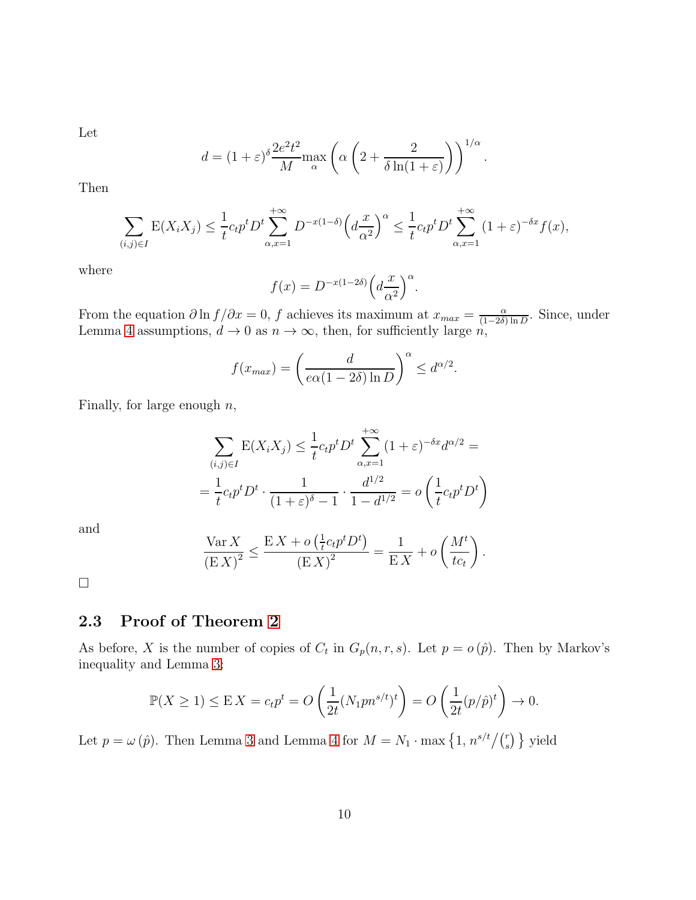Let

$$d = (1+\varepsilon)^{\delta} \frac{2e^2t^2}{M} \max_{\alpha} \left( \alpha \left( 2 + \frac{2}{\delta \ln(1+\varepsilon)} \right) \right)^{1/\alpha}.$$

Then

$$\sum_{(i,j)\in I} \mathrm{E}(X_i X_j) \leq \frac{1}{t} c_t p^t D^t \sum_{\alpha, x=1}^{+\infty} D^{-x(1-\delta)} \Big( d \frac{x}{\alpha^2} \Big)^{\alpha} \leq \frac{1}{t} c_t p^t D^t \sum_{\alpha, x=1}^{+\infty} (1+\varepsilon)^{-\delta x} f(x),$$

where

$$f(x) = D^{-x(1-2\delta)} \Big( d \frac{x}{\alpha^2} \Big)^{\alpha}.$$

From the equation $\partial \ln f / \partial x = 0$, $f$ achieves its maximum at $x_{max} = \frac{\alpha}{(1-2\delta)\ln D}$. Since, under Lemma 4 assumptions, $d \to 0$ as $n \to \infty$, then, for sufficiently large $n$,

$$f(x_{max}) = \left( \frac{d}{e\alpha(1-2\delta)\ln D} \right)^{\alpha} \leq d^{\alpha/2}.$$

Finally, for large enough $n$,

$$\sum_{(i,j)\in I} \mathrm{E}(X_i X_j) \leq \frac{1}{t} c_t p^t D^t \sum_{\alpha, x=1}^{+\infty} (1+\varepsilon)^{-\delta x} d^{\alpha/2} =$$

$$= \frac{1}{t} c_t p^t D^t \cdot \frac{1}{(1+\varepsilon)^{\delta} - 1} \cdot \frac{d^{1/2}}{1 - d^{1/2}} = o\left( \frac{1}{t} c_t p^t D^t \right)$$

and

$$\frac{\mathrm{Var}\, X}{(\mathrm{E}\, X)^2} \leq \frac{\mathrm{E}\, X + o\left( \frac{1}{t} c_t p^t D^t \right)}{(\mathrm{E}\, X)^2} = \frac{1}{\mathrm{E}\, X} + o\left( \frac{M^t}{t c_t} \right).$$

□

## 2.3 Proof of Theorem 2

As before, $X$ is the number of copies of $C_t$ in $G_p(n, r, s)$. Let $p = o(\hat{p})$. Then by Markov's inequality and Lemma 3:

$$\mathbb{P}(X \geq 1) \leq \mathrm{E}\, X = c_t p^t = O\left( \frac{1}{2t} (N_1 p n^{s/t})^t \right) = O\left( \frac{1}{2t} (p/\hat{p})^t \right) \to 0.$$

Let $p = \omega(\hat{p})$. Then Lemma 3 and Lemma 4 for $M = N_1 \cdot \max\left\{ 1, n^{s/t} / \binom{r}{s} \right\}$ yield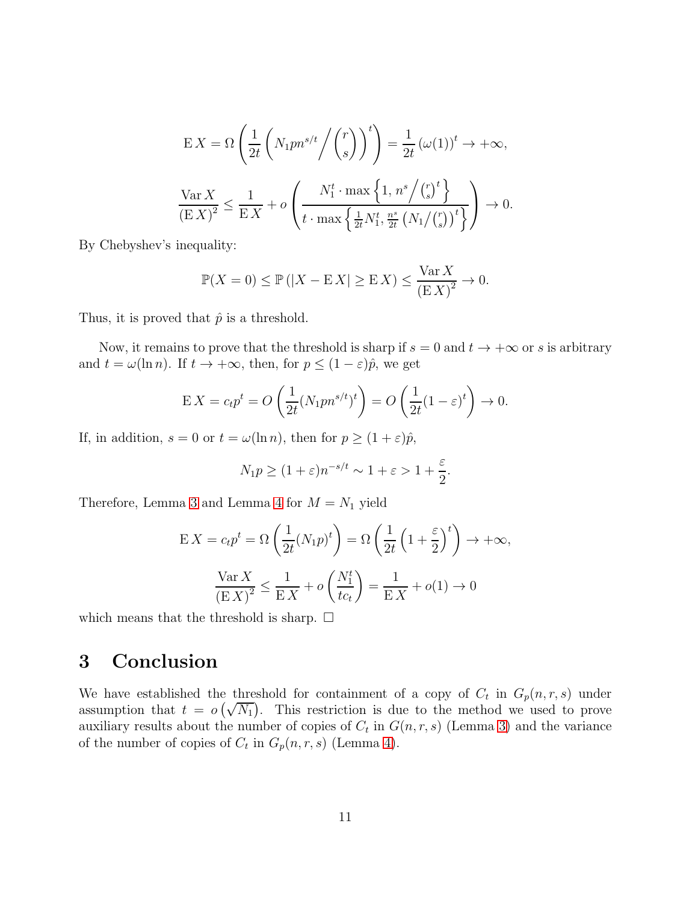$$\mathrm{E}\, X = \Omega\left(\frac{1}{2t}\left(N_1 p n^{s/t} \Big/ \binom{r}{s}\right)^t\right) = \frac{1}{2t}\left(\omega(1)\right)^t \to +\infty,$$

$$\frac{\operatorname{Var} X}{(\mathrm{E}\, X)^2} \le \frac{1}{\mathrm{E}\, X} + o\left(\frac{N_1^t \cdot \max\left\{1, n^s \Big/ \binom{r}{s}^t\right\}}{t \cdot \max\left\{\frac{1}{2t} N_1^t, \frac{n^s}{2t}\left(N_1 / \binom{r}{s}\right)^t\right\}}\right) \to 0.$$

By Chebyshev's inequality:

$$\mathbb{P}(X = 0) \le \mathbb{P}\left(|X - \mathrm{E}\, X| \ge \mathrm{E}\, X\right) \le \frac{\operatorname{Var} X}{(\mathrm{E}\, X)^2} \to 0.$$

Thus, it is proved that $\hat{p}$ is a threshold.

Now, it remains to prove that the threshold is sharp if $s = 0$ and $t \to +\infty$ or $s$ is arbitrary and $t = \omega(\ln n)$. If $t \to +\infty$, then, for $p \le (1 - \varepsilon)\hat{p}$, we get

$$\mathrm{E}\, X = c_t p^t = O\left(\frac{1}{2t}(N_1 p n^{s/t})^t\right) = O\left(\frac{1}{2t}(1 - \varepsilon)^t\right) \to 0.$$

If, in addition, $s = 0$ or $t = \omega(\ln n)$, then for $p \ge (1 + \varepsilon)\hat{p}$,

$$N_1 p \ge (1 + \varepsilon) n^{-s/t} \sim 1 + \varepsilon > 1 + \frac{\varepsilon}{2}.$$

Therefore, Lemma 3 and Lemma 4 for $M = N_1$ yield

$$\mathrm{E}\, X = c_t p^t = \Omega\left(\frac{1}{2t}(N_1 p)^t\right) = \Omega\left(\frac{1}{2t}\left(1 + \frac{\varepsilon}{2}\right)^t\right) \to +\infty,$$

$$\frac{\operatorname{Var} X}{(\mathrm{E}\, X)^2} \le \frac{1}{\mathrm{E}\, X} + o\left(\frac{N_1^t}{t c_t}\right) = \frac{1}{\mathrm{E}\, X} + o(1) \to 0$$

which means that the threshold is sharp. $\square$

# 3 Conclusion

We have established the threshold for containment of a copy of $C_t$ in $G_p(n, r, s)$ under assumption that $t = o\left(\sqrt{N_1}\right)$. This restriction is due to the method we used to prove auxiliary results about the number of copies of $C_t$ in $G(n, r, s)$ (Lemma 3) and the variance of the number of copies of $C_t$ in $G_p(n, r, s)$ (Lemma 4).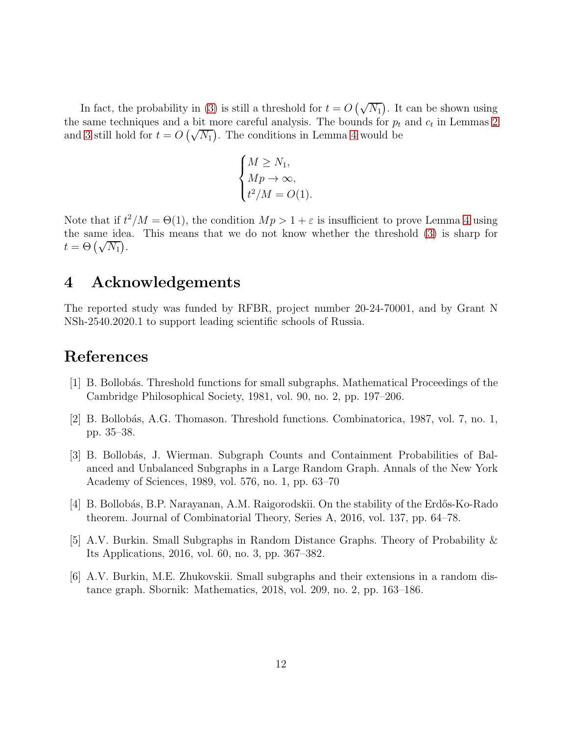In fact, the probability in (3) is still a threshold for $t = O\left(\sqrt{N_1}\right)$. It can be shown using the same techniques and a bit more careful analysis. The bounds for $p_t$ and $c_t$ in Lemmas 2 and 3 still hold for $t = O\left(\sqrt{N_1}\right)$. The conditions in Lemma 4 would be

$$\begin{cases} M \geq N_1, \\ Mp \to \infty, \\ t^2/M = O(1). \end{cases}$$

Note that if $t^2/M = \Theta(1)$, the condition $Mp > 1 + \varepsilon$ is insufficient to prove Lemma 4 using the same idea. This means that we do not know whether the threshold (3) is sharp for $t = \Theta\left(\sqrt{N_1}\right)$.

## 4 Acknowledgements

The reported study was funded by RFBR, project number 20-24-70001, and by Grant N NSh-2540.2020.1 to support leading scientific schools of Russia.

## References

[1] B. Bollobás. Threshold functions for small subgraphs. Mathematical Proceedings of the Cambridge Philosophical Society, 1981, vol. 90, no. 2, pp. 197–206.

[2] B. Bollobás, A.G. Thomason. Threshold functions. Combinatorica, 1987, vol. 7, no. 1, pp. 35–38.

[3] B. Bollobás, J. Wierman. Subgraph Counts and Containment Probabilities of Balanced and Unbalanced Subgraphs in a Large Random Graph. Annals of the New York Academy of Sciences, 1989, vol. 576, no. 1, pp. 63–70

[4] B. Bollobás, B.P. Narayanan, A.M. Raigorodskii. On the stability of the Erdős-Ko-Rado theorem. Journal of Combinatorial Theory, Series A, 2016, vol. 137, pp. 64–78.

[5] A.V. Burkin. Small Subgraphs in Random Distance Graphs. Theory of Probability & Its Applications, 2016, vol. 60, no. 3, pp. 367–382.

[6] A.V. Burkin, M.E. Zhukovskii. Small subgraphs and their extensions in a random distance graph. Sbornik: Mathematics, 2018, vol. 209, no. 2, pp. 163–186.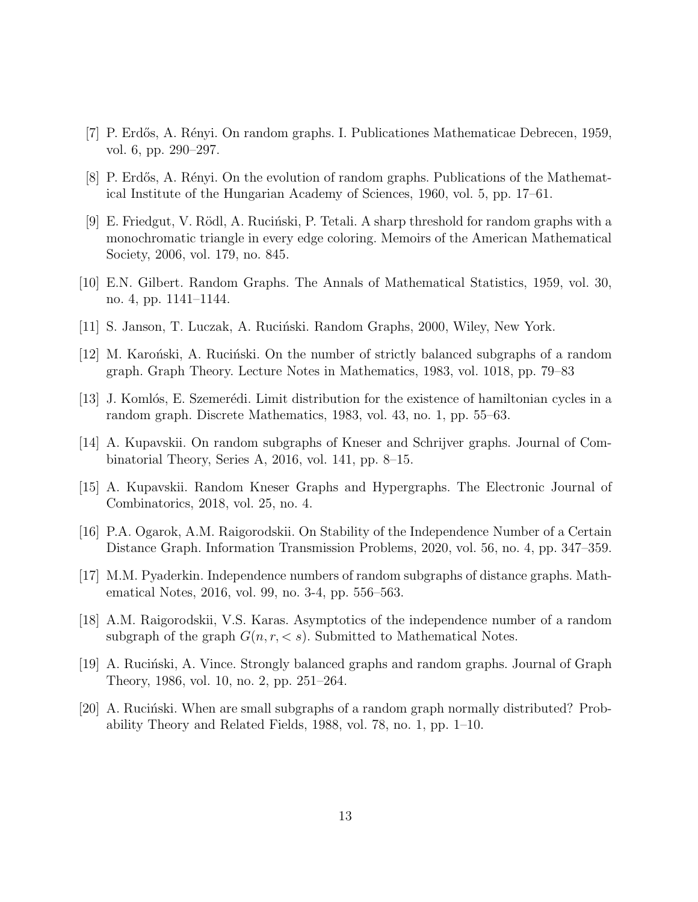[7] P. Erdős, A. Rényi. On random graphs. I. Publicationes Mathematicae Debrecen, 1959, vol. 6, pp. 290–297.

[8] P. Erdős, A. Rényi. On the evolution of random graphs. Publications of the Mathematical Institute of the Hungarian Academy of Sciences, 1960, vol. 5, pp. 17–61.

[9] E. Friedgut, V. Rödl, A. Ruciński, P. Tetali. A sharp threshold for random graphs with a monochromatic triangle in every edge coloring. Memoirs of the American Mathematical Society, 2006, vol. 179, no. 845.

[10] E.N. Gilbert. Random Graphs. The Annals of Mathematical Statistics, 1959, vol. 30, no. 4, pp. 1141–1144.

[11] S. Janson, T. Luczak, A. Ruciński. Random Graphs, 2000, Wiley, New York.

[12] M. Karoński, A. Ruciński. On the number of strictly balanced subgraphs of a random graph. Graph Theory. Lecture Notes in Mathematics, 1983, vol. 1018, pp. 79–83

[13] J. Komlós, E. Szemerédi. Limit distribution for the existence of hamiltonian cycles in a random graph. Discrete Mathematics, 1983, vol. 43, no. 1, pp. 55–63.

[14] A. Kupavskii. On random subgraphs of Kneser and Schrijver graphs. Journal of Combinatorial Theory, Series A, 2016, vol. 141, pp. 8–15.

[15] A. Kupavskii. Random Kneser Graphs and Hypergraphs. The Electronic Journal of Combinatorics, 2018, vol. 25, no. 4.

[16] P.A. Ogarok, A.M. Raigorodskii. On Stability of the Independence Number of a Certain Distance Graph. Information Transmission Problems, 2020, vol. 56, no. 4, pp. 347–359.

[17] M.M. Pyaderkin. Independence numbers of random subgraphs of distance graphs. Mathematical Notes, 2016, vol. 99, no. 3-4, pp. 556–563.

[18] A.M. Raigorodskii, V.S. Karas. Asymptotics of the independence number of a random subgraph of the graph $G(n, r, < s)$. Submitted to Mathematical Notes.

[19] A. Ruciński, A. Vince. Strongly balanced graphs and random graphs. Journal of Graph Theory, 1986, vol. 10, no. 2, pp. 251–264.

[20] A. Ruciński. When are small subgraphs of a random graph normally distributed? Probability Theory and Related Fields, 1988, vol. 78, no. 1, pp. 1–10.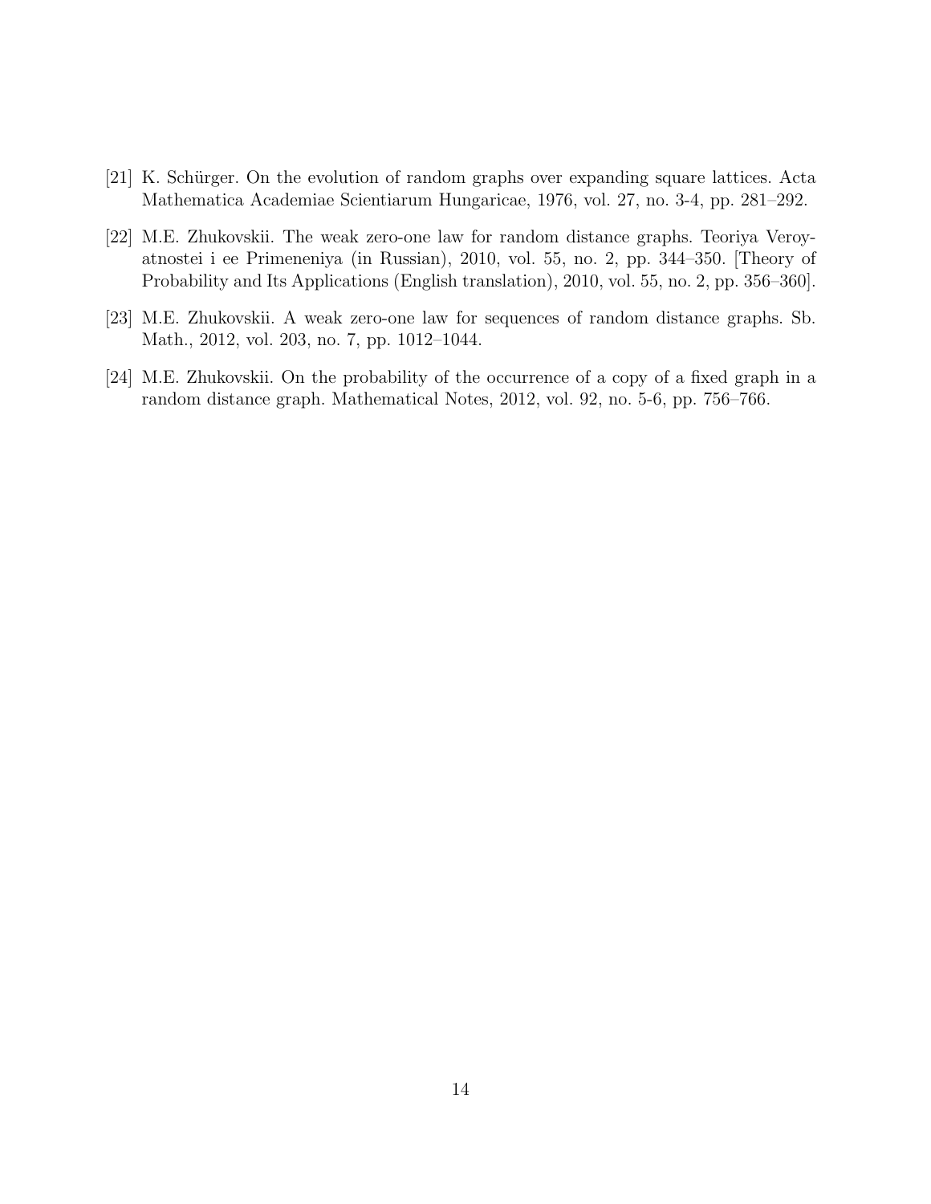[21] K. Schürger. On the evolution of random graphs over expanding square lattices. Acta Mathematica Academiae Scientiarum Hungaricae, 1976, vol. 27, no. 3-4, pp. 281–292.

[22] M.E. Zhukovskii. The weak zero-one law for random distance graphs. Teoriya Veroyatnostei i ee Primeneniya (in Russian), 2010, vol. 55, no. 2, pp. 344–350. [Theory of Probability and Its Applications (English translation), 2010, vol. 55, no. 2, pp. 356–360].

[23] M.E. Zhukovskii. A weak zero-one law for sequences of random distance graphs. Sb. Math., 2012, vol. 203, no. 7, pp. 1012–1044.

[24] M.E. Zhukovskii. On the probability of the occurrence of a copy of a fixed graph in a random distance graph. Mathematical Notes, 2012, vol. 92, no. 5-6, pp. 756–766.